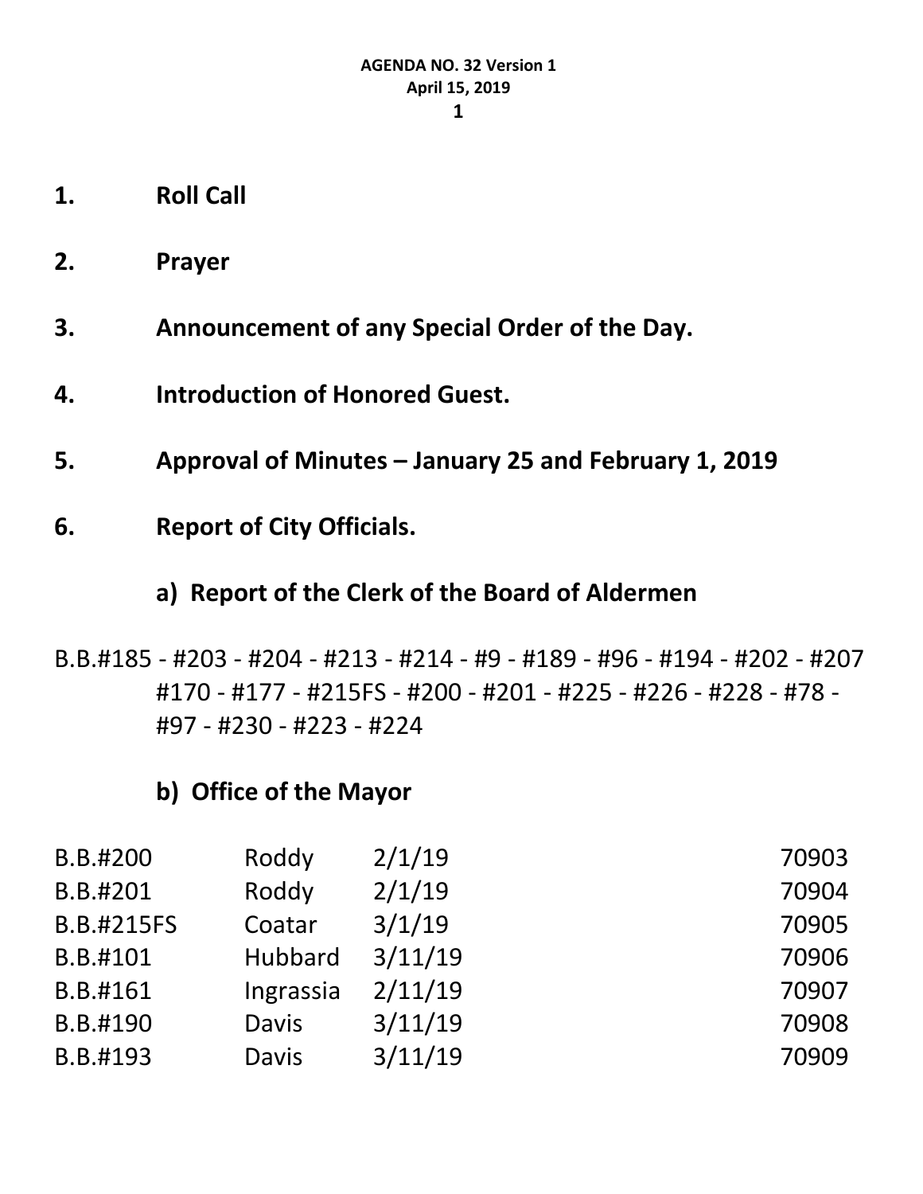**AGENDA NO. 32 Version 1**
**April 15, 2019**

1. **Roll Call**

2. **Prayer**

3. **Announcement of any Special Order of the Day.**

4. **Introduction of Honored Guest.**

5. **Approval of Minutes – January 25 and February 1, 2019**

6. **Report of City Officials.**

### a) Report of the Clerk of the Board of Aldermen

B.B.#185 - #203 - #204 - #213 - #214 - #9 - #189 - #96 - #194 - #202 - #207 #170 - #177 - #215FS - #200 - #201 - #225 - #226 - #228 - #78 - #97 - #230 - #223 - #224

### b) Office of the Mayor

| | | | |
|---|---|---|---|
| B.B.#200 | Roddy | 2/1/19 | 70903 |
| B.B.#201 | Roddy | 2/1/19 | 70904 |
| B.B.#215FS | Coatar | 3/1/19 | 70905 |
| B.B.#101 | Hubbard | 3/11/19 | 70906 |
| B.B.#161 | Ingrassia | 2/11/19 | 70907 |
| B.B.#190 | Davis | 3/11/19 | 70908 |
| B.B.#193 | Davis | 3/11/19 | 70909 |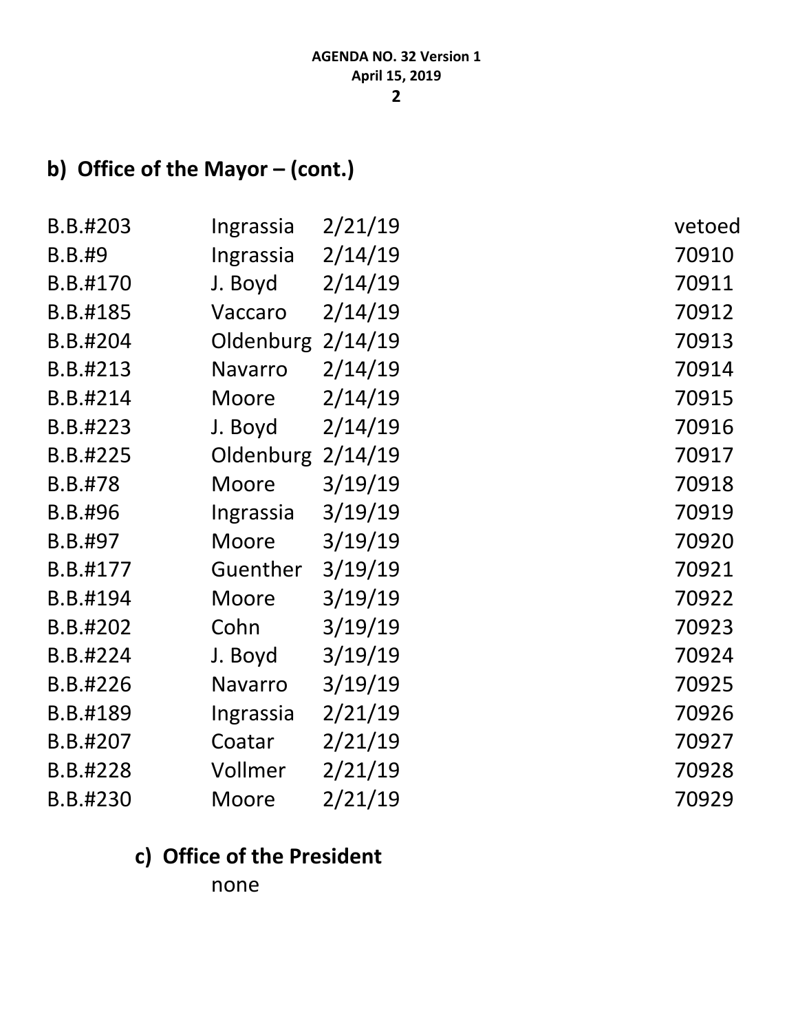## b) Office of the Mayor – (cont.)

| | | | |
|---|---|---|---|
| B.B.#203 | Ingrassia | 2/21/19 | vetoed |
| B.B.#9 | Ingrassia | 2/14/19 | 70910 |
| B.B.#170 | J. Boyd | 2/14/19 | 70911 |
| B.B.#185 | Vaccaro | 2/14/19 | 70912 |
| B.B.#204 | Oldenburg | 2/14/19 | 70913 |
| B.B.#213 | Navarro | 2/14/19 | 70914 |
| B.B.#214 | Moore | 2/14/19 | 70915 |
| B.B.#223 | J. Boyd | 2/14/19 | 70916 |
| B.B.#225 | Oldenburg | 2/14/19 | 70917 |
| B.B.#78 | Moore | 3/19/19 | 70918 |
| B.B.#96 | Ingrassia | 3/19/19 | 70919 |
| B.B.#97 | Moore | 3/19/19 | 70920 |
| B.B.#177 | Guenther | 3/19/19 | 70921 |
| B.B.#194 | Moore | 3/19/19 | 70922 |
| B.B.#202 | Cohn | 3/19/19 | 70923 |
| B.B.#224 | J. Boyd | 3/19/19 | 70924 |
| B.B.#226 | Navarro | 3/19/19 | 70925 |
| B.B.#189 | Ingrassia | 2/21/19 | 70926 |
| B.B.#207 | Coatar | 2/21/19 | 70927 |
| B.B.#228 | Vollmer | 2/21/19 | 70928 |
| B.B.#230 | Moore | 2/21/19 | 70929 |

### c) Office of the President

none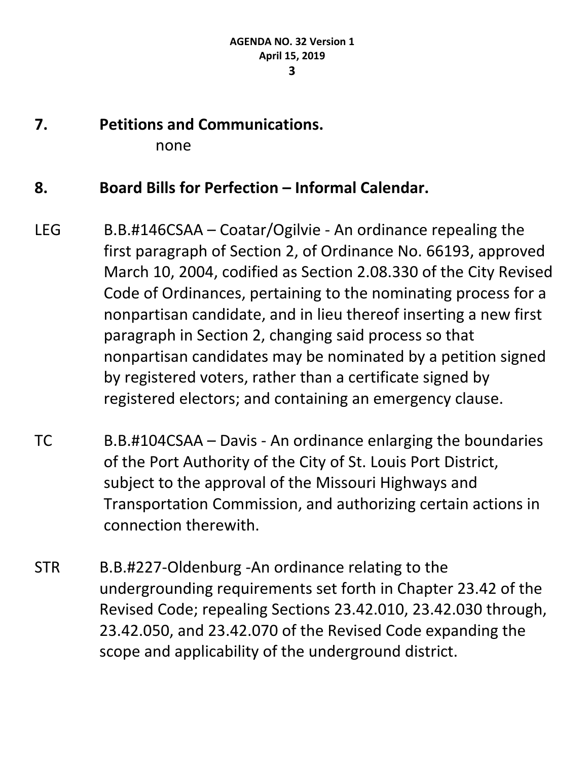**7. Petitions and Communications.**

none

**8. Board Bills for Perfection – Informal Calendar.**

LEG B.B.#146CSAA – Coatar/Ogilvie - An ordinance repealing the first paragraph of Section 2, of Ordinance No. 66193, approved March 10, 2004, codified as Section 2.08.330 of the City Revised Code of Ordinances, pertaining to the nominating process for a nonpartisan candidate, and in lieu thereof inserting a new first paragraph in Section 2, changing said process so that nonpartisan candidates may be nominated by a petition signed by registered voters, rather than a certificate signed by registered electors; and containing an emergency clause.

TC B.B.#104CSAA – Davis - An ordinance enlarging the boundaries of the Port Authority of the City of St. Louis Port District, subject to the approval of the Missouri Highways and Transportation Commission, and authorizing certain actions in connection therewith.

STR B.B.#227-Oldenburg -An ordinance relating to the undergrounding requirements set forth in Chapter 23.42 of the Revised Code; repealing Sections 23.42.010, 23.42.030 through, 23.42.050, and 23.42.070 of the Revised Code expanding the scope and applicability of the underground district.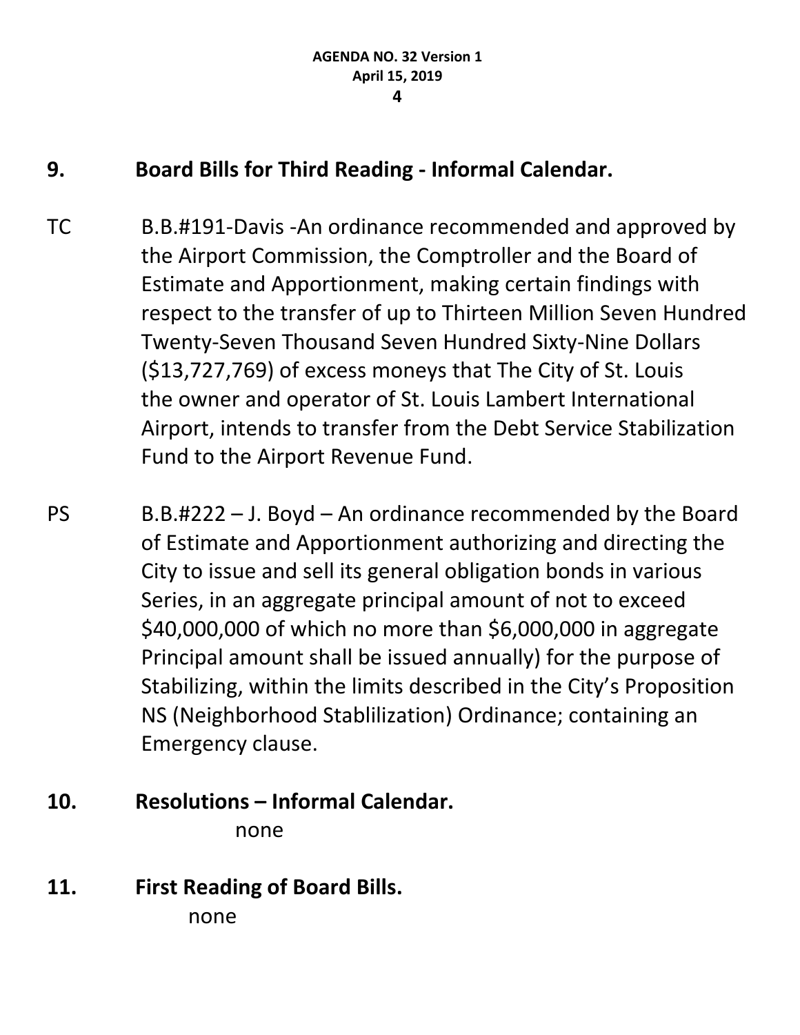## 9. Board Bills for Third Reading - Informal Calendar.

TC B.B.#191-Davis -An ordinance recommended and approved by the Airport Commission, the Comptroller and the Board of Estimate and Apportionment, making certain findings with respect to the transfer of up to Thirteen Million Seven Hundred Twenty-Seven Thousand Seven Hundred Sixty-Nine Dollars ($13,727,769) of excess moneys that The City of St. Louis the owner and operator of St. Louis Lambert International Airport, intends to transfer from the Debt Service Stabilization Fund to the Airport Revenue Fund.

PS B.B.#222 – J. Boyd – An ordinance recommended by the Board of Estimate and Apportionment authorizing and directing the City to issue and sell its general obligation bonds in various Series, in an aggregate principal amount of not to exceed $40,000,000 of which no more than $6,000,000 in aggregate Principal amount shall be issued annually) for the purpose of Stabilizing, within the limits described in the City's Proposition NS (Neighborhood Stablilization) Ordinance; containing an Emergency clause.

## 10. Resolutions – Informal Calendar.

none

## 11. First Reading of Board Bills.

none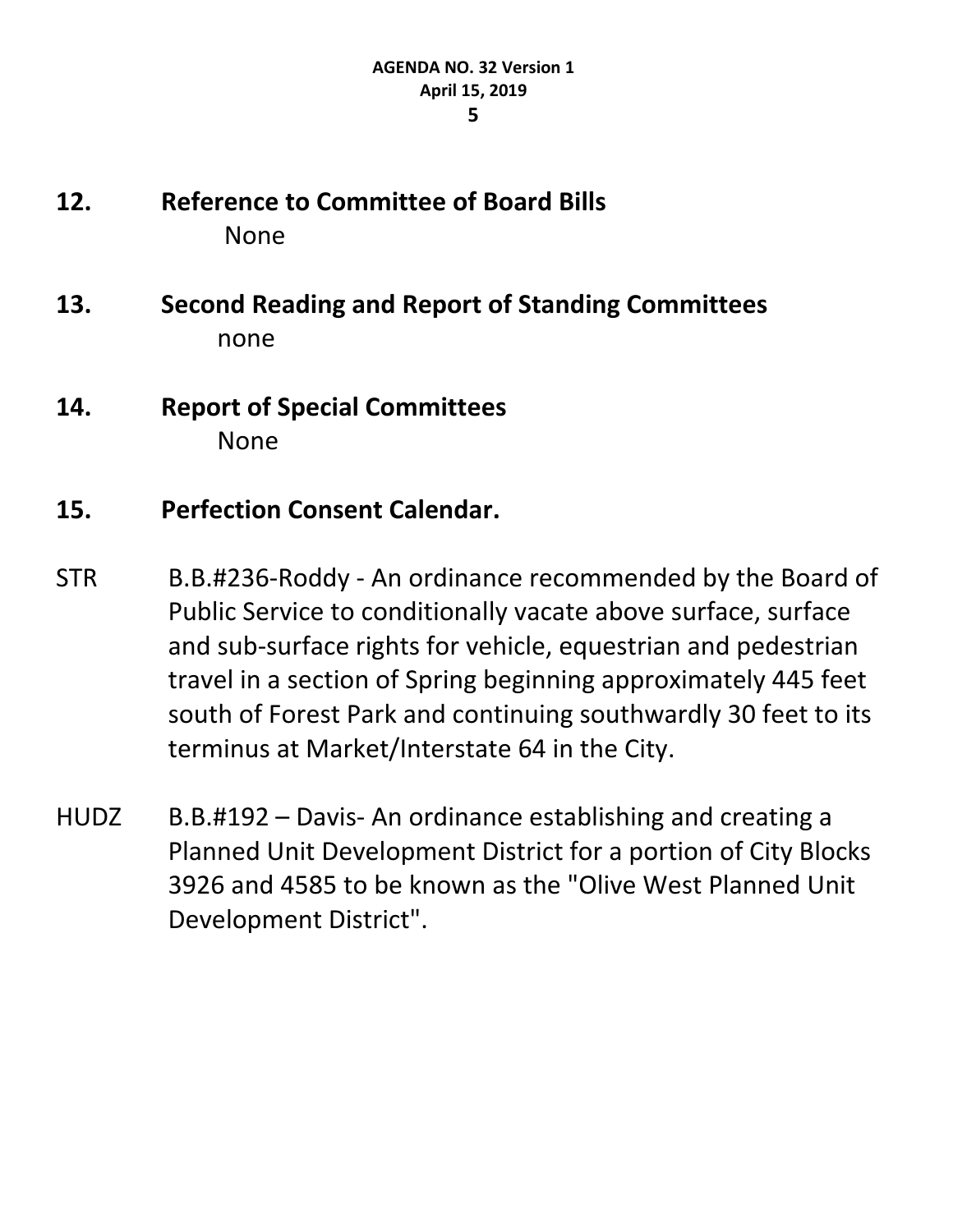## 12. Reference to Committee of Board Bills

None

## 13. Second Reading and Report of Standing Committees

none

## 14. Report of Special Committees

None

## 15. Perfection Consent Calendar.

STR B.B.#236-Roddy - An ordinance recommended by the Board of Public Service to conditionally vacate above surface, surface and sub-surface rights for vehicle, equestrian and pedestrian travel in a section of Spring beginning approximately 445 feet south of Forest Park and continuing southwardly 30 feet to its terminus at Market/Interstate 64 in the City.

HUDZ B.B.#192 – Davis- An ordinance establishing and creating a Planned Unit Development District for a portion of City Blocks 3926 and 4585 to be known as the "Olive West Planned Unit Development District".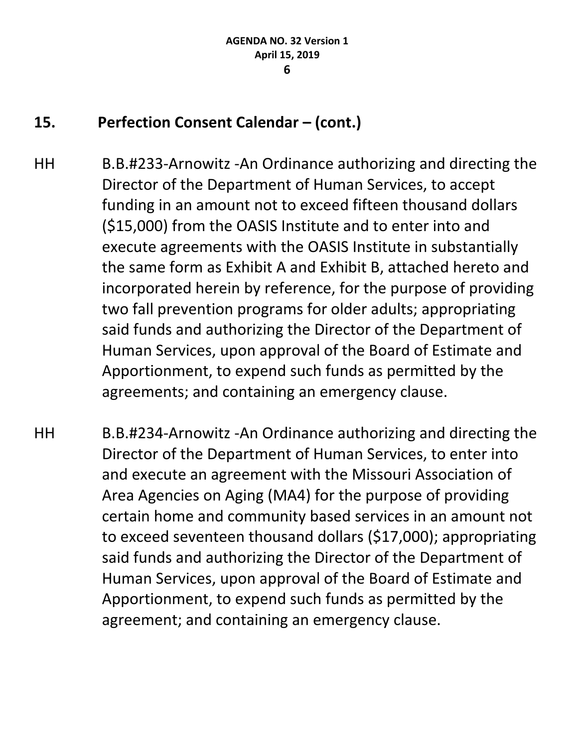## 15. Perfection Consent Calendar – (cont.)

HH B.B.#233-Arnowitz -An Ordinance authorizing and directing the Director of the Department of Human Services, to accept funding in an amount not to exceed fifteen thousand dollars ($15,000) from the OASIS Institute and to enter into and execute agreements with the OASIS Institute in substantially the same form as Exhibit A and Exhibit B, attached hereto and incorporated herein by reference, for the purpose of providing two fall prevention programs for older adults; appropriating said funds and authorizing the Director of the Department of Human Services, upon approval of the Board of Estimate and Apportionment, to expend such funds as permitted by the agreements; and containing an emergency clause.

HH B.B.#234-Arnowitz -An Ordinance authorizing and directing the Director of the Department of Human Services, to enter into and execute an agreement with the Missouri Association of Area Agencies on Aging (MA4) for the purpose of providing certain home and community based services in an amount not to exceed seventeen thousand dollars ($17,000); appropriating said funds and authorizing the Director of the Department of Human Services, upon approval of the Board of Estimate and Apportionment, to expend such funds as permitted by the agreement; and containing an emergency clause.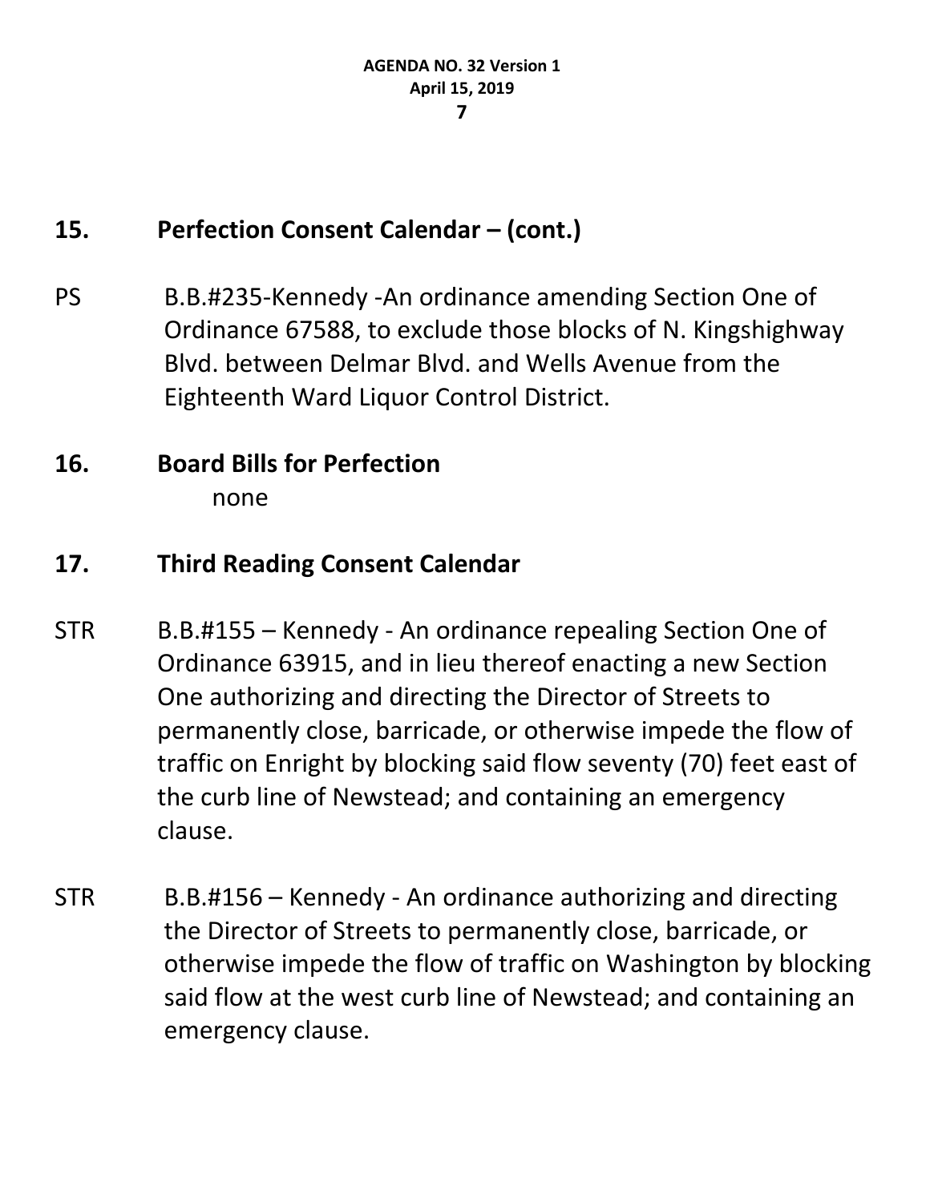## 15. Perfection Consent Calendar – (cont.)

PS B.B.#235-Kennedy -An ordinance amending Section One of Ordinance 67588, to exclude those blocks of N. Kingshighway Blvd. between Delmar Blvd. and Wells Avenue from the Eighteenth Ward Liquor Control District.

## 16. Board Bills for Perfection

none

## 17. Third Reading Consent Calendar

STR B.B.#155 – Kennedy - An ordinance repealing Section One of Ordinance 63915, and in lieu thereof enacting a new Section One authorizing and directing the Director of Streets to permanently close, barricade, or otherwise impede the flow of traffic on Enright by blocking said flow seventy (70) feet east of the curb line of Newstead; and containing an emergency clause.

STR B.B.#156 – Kennedy - An ordinance authorizing and directing the Director of Streets to permanently close, barricade, or otherwise impede the flow of traffic on Washington by blocking said flow at the west curb line of Newstead; and containing an emergency clause.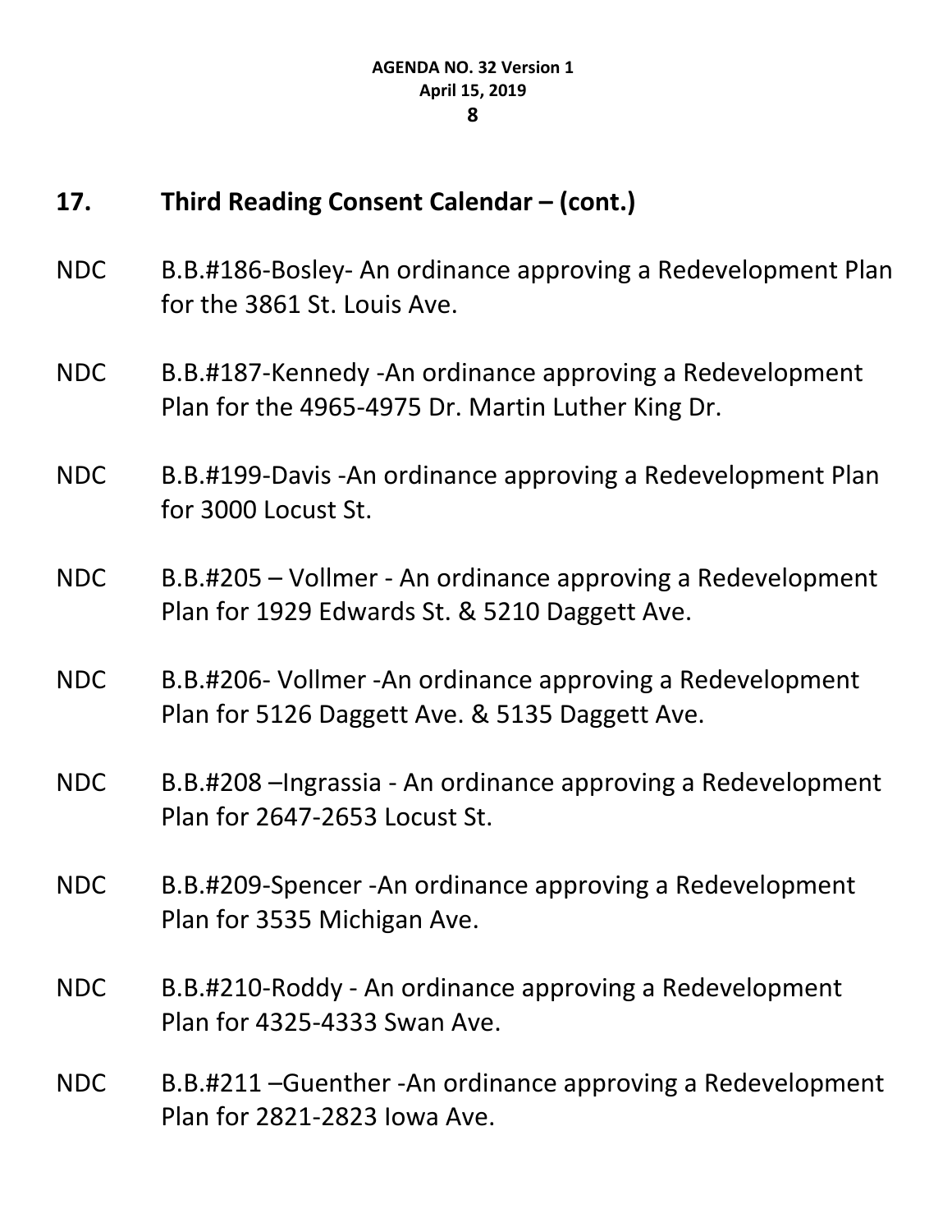## 17. Third Reading Consent Calendar – (cont.)

NDC B.B.#186-Bosley- An ordinance approving a Redevelopment Plan for the 3861 St. Louis Ave.

NDC B.B.#187-Kennedy -An ordinance approving a Redevelopment Plan for the 4965-4975 Dr. Martin Luther King Dr.

NDC B.B.#199-Davis -An ordinance approving a Redevelopment Plan for 3000 Locust St.

NDC B.B.#205 – Vollmer - An ordinance approving a Redevelopment Plan for 1929 Edwards St. & 5210 Daggett Ave.

NDC B.B.#206- Vollmer -An ordinance approving a Redevelopment Plan for 5126 Daggett Ave. & 5135 Daggett Ave.

NDC B.B.#208 –Ingrassia - An ordinance approving a Redevelopment Plan for 2647-2653 Locust St.

NDC B.B.#209-Spencer -An ordinance approving a Redevelopment Plan for 3535 Michigan Ave.

NDC B.B.#210-Roddy - An ordinance approving a Redevelopment Plan for 4325-4333 Swan Ave.

NDC B.B.#211 –Guenther -An ordinance approving a Redevelopment Plan for 2821-2823 Iowa Ave.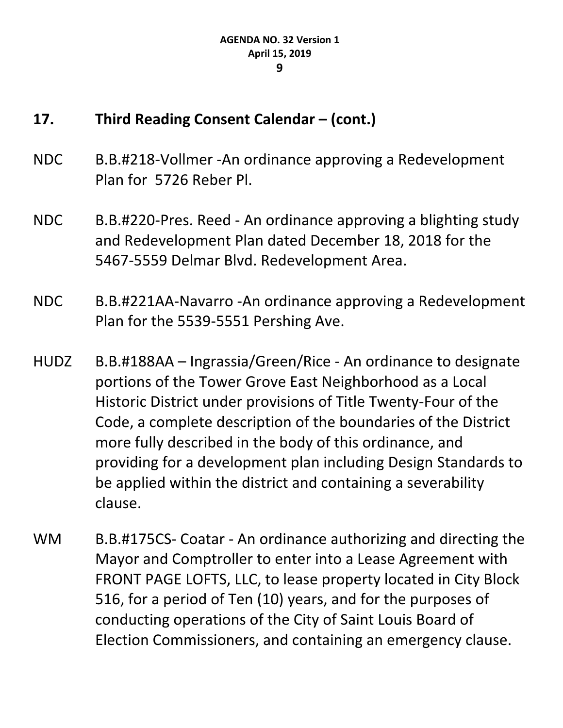## 17. Third Reading Consent Calendar – (cont.)

NDC B.B.#218-Vollmer -An ordinance approving a Redevelopment Plan for 5726 Reber Pl.

NDC B.B.#220-Pres. Reed - An ordinance approving a blighting study and Redevelopment Plan dated December 18, 2018 for the 5467-5559 Delmar Blvd. Redevelopment Area.

NDC B.B.#221AA-Navarro -An ordinance approving a Redevelopment Plan for the 5539-5551 Pershing Ave.

HUDZ B.B.#188AA – Ingrassia/Green/Rice - An ordinance to designate portions of the Tower Grove East Neighborhood as a Local Historic District under provisions of Title Twenty-Four of the Code, a complete description of the boundaries of the District more fully described in the body of this ordinance, and providing for a development plan including Design Standards to be applied within the district and containing a severability clause.

WM B.B.#175CS- Coatar - An ordinance authorizing and directing the Mayor and Comptroller to enter into a Lease Agreement with FRONT PAGE LOFTS, LLC, to lease property located in City Block 516, for a period of Ten (10) years, and for the purposes of conducting operations of the City of Saint Louis Board of Election Commissioners, and containing an emergency clause.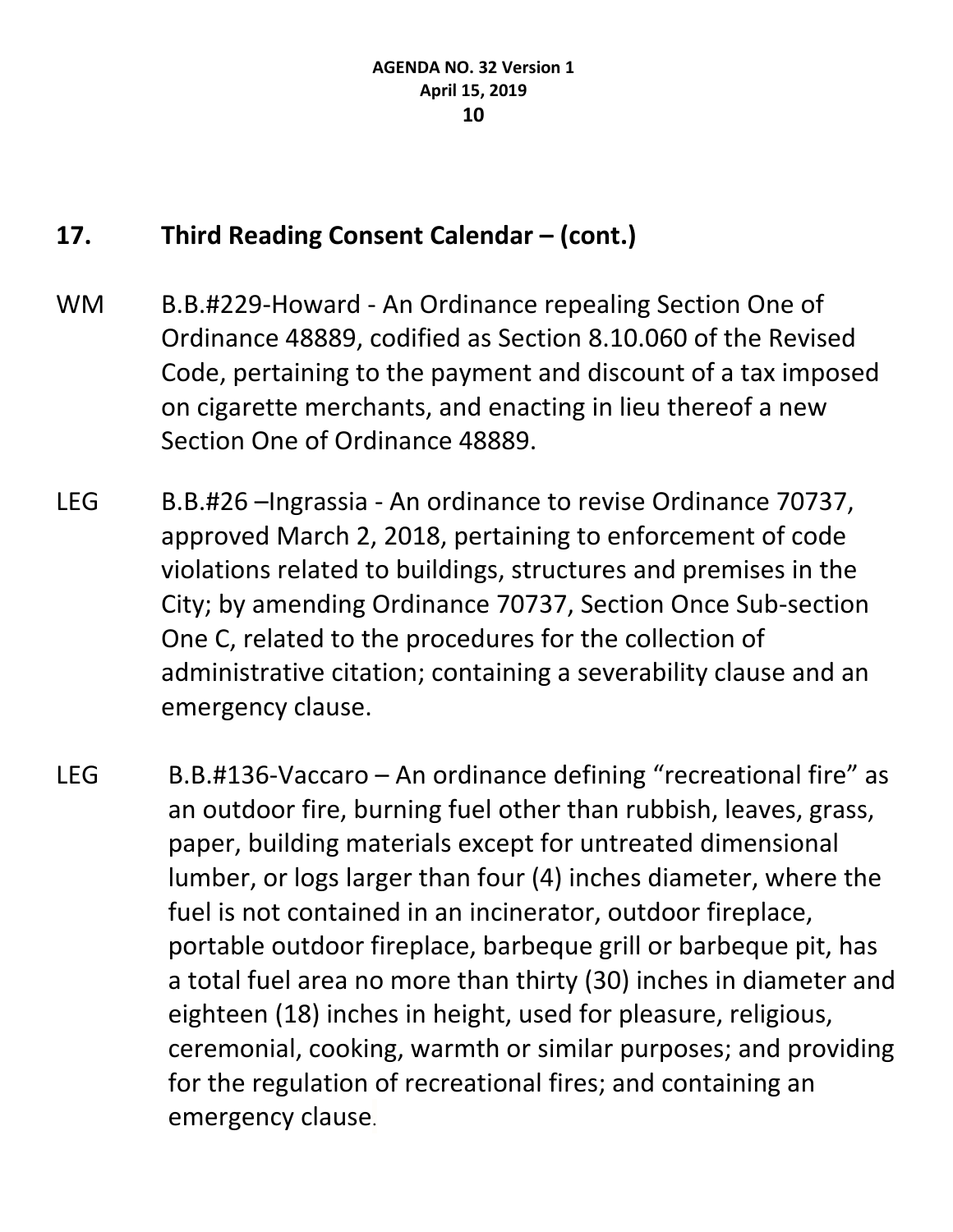## 17. Third Reading Consent Calendar – (cont.)

WM B.B.#229-Howard - An Ordinance repealing Section One of Ordinance 48889, codified as Section 8.10.060 of the Revised Code, pertaining to the payment and discount of a tax imposed on cigarette merchants, and enacting in lieu thereof a new Section One of Ordinance 48889.

LEG B.B.#26 –Ingrassia - An ordinance to revise Ordinance 70737, approved March 2, 2018, pertaining to enforcement of code violations related to buildings, structures and premises in the City; by amending Ordinance 70737, Section Once Sub-section One C, related to the procedures for the collection of administrative citation; containing a severability clause and an emergency clause.

LEG B.B.#136-Vaccaro – An ordinance defining “recreational fire” as an outdoor fire, burning fuel other than rubbish, leaves, grass, paper, building materials except for untreated dimensional lumber, or logs larger than four (4) inches diameter, where the fuel is not contained in an incinerator, outdoor fireplace, portable outdoor fireplace, barbeque grill or barbeque pit, has a total fuel area no more than thirty (30) inches in diameter and eighteen (18) inches in height, used for pleasure, religious, ceremonial, cooking, warmth or similar purposes; and providing for the regulation of recreational fires; and containing an emergency clause.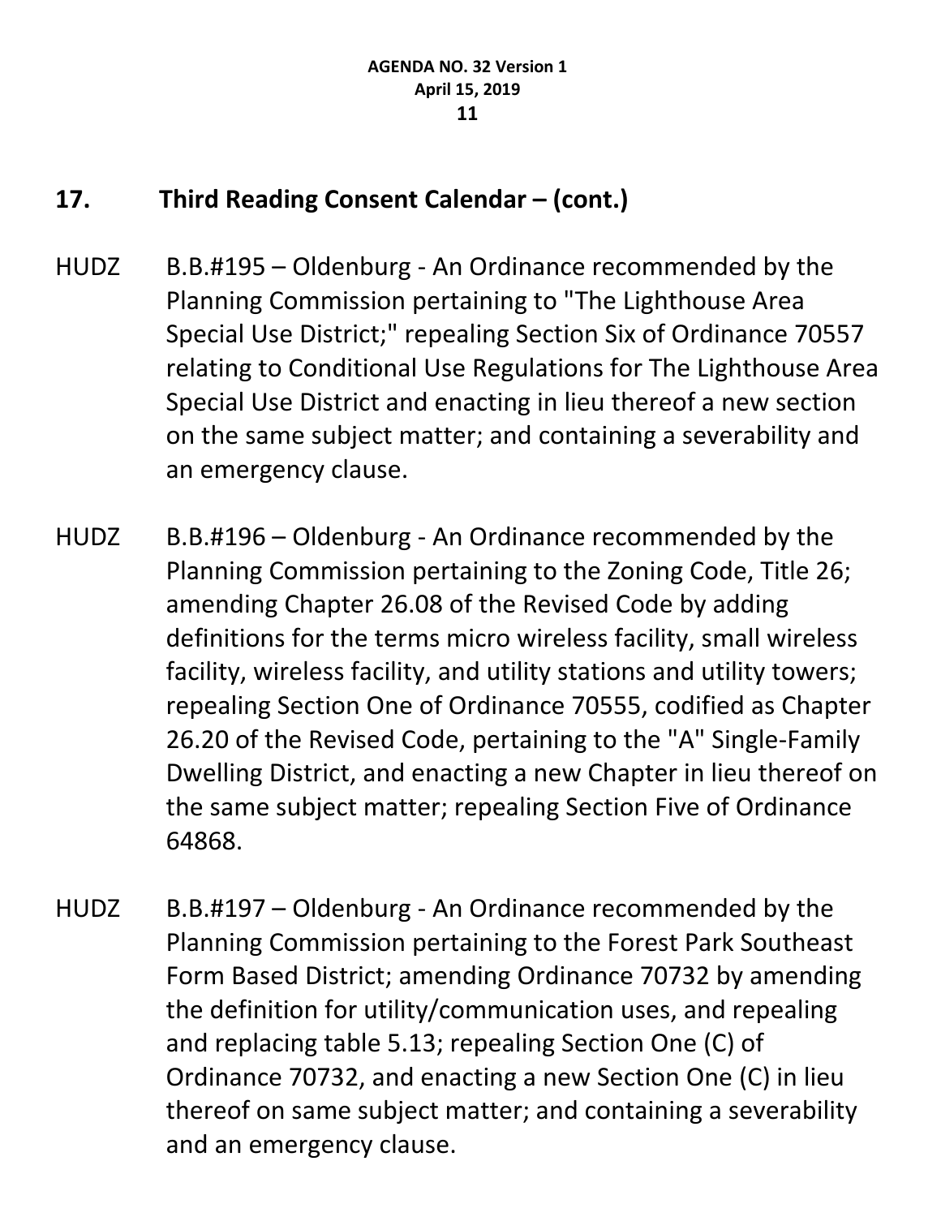## 17. Third Reading Consent Calendar – (cont.)

HUDZ B.B.#195 – Oldenburg - An Ordinance recommended by the Planning Commission pertaining to "The Lighthouse Area Special Use District;" repealing Section Six of Ordinance 70557 relating to Conditional Use Regulations for The Lighthouse Area Special Use District and enacting in lieu thereof a new section on the same subject matter; and containing a severability and an emergency clause.

HUDZ B.B.#196 – Oldenburg - An Ordinance recommended by the Planning Commission pertaining to the Zoning Code, Title 26; amending Chapter 26.08 of the Revised Code by adding definitions for the terms micro wireless facility, small wireless facility, wireless facility, and utility stations and utility towers; repealing Section One of Ordinance 70555, codified as Chapter 26.20 of the Revised Code, pertaining to the "A" Single-Family Dwelling District, and enacting a new Chapter in lieu thereof on the same subject matter; repealing Section Five of Ordinance 64868.

HUDZ B.B.#197 – Oldenburg - An Ordinance recommended by the Planning Commission pertaining to the Forest Park Southeast Form Based District; amending Ordinance 70732 by amending the definition for utility/communication uses, and repealing and replacing table 5.13; repealing Section One (C) of Ordinance 70732, and enacting a new Section One (C) in lieu thereof on same subject matter; and containing a severability and an emergency clause.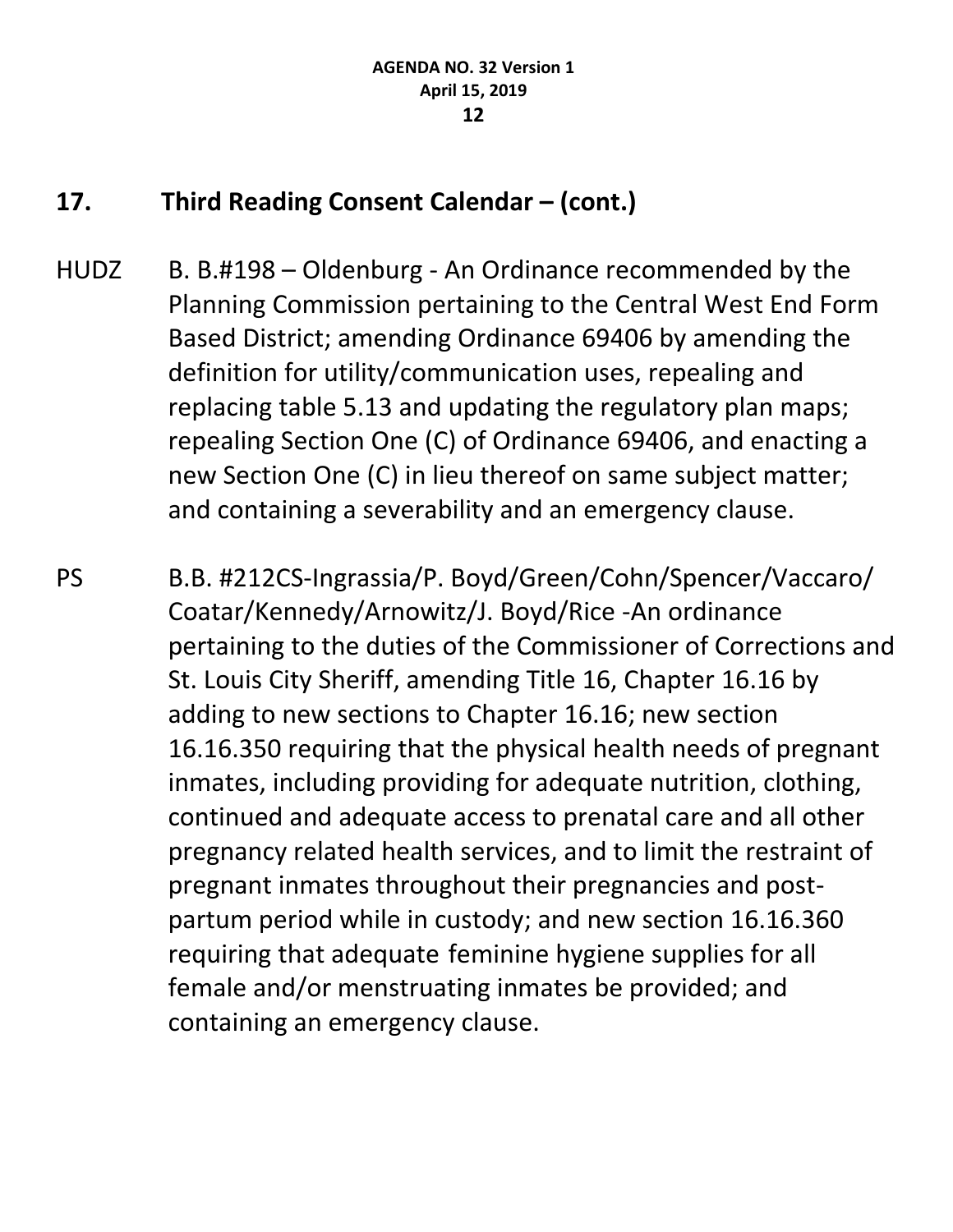## 17. Third Reading Consent Calendar – (cont.)

HUDZ B. B.#198 – Oldenburg - An Ordinance recommended by the Planning Commission pertaining to the Central West End Form Based District; amending Ordinance 69406 by amending the definition for utility/communication uses, repealing and replacing table 5.13 and updating the regulatory plan maps; repealing Section One (C) of Ordinance 69406, and enacting a new Section One (C) in lieu thereof on same subject matter; and containing a severability and an emergency clause.

PS B.B. #212CS-Ingrassia/P. Boyd/Green/Cohn/Spencer/Vaccaro/Coatar/Kennedy/Arnowitz/J. Boyd/Rice -An ordinance pertaining to the duties of the Commissioner of Corrections and St. Louis City Sheriff, amending Title 16, Chapter 16.16 by adding to new sections to Chapter 16.16; new section 16.16.350 requiring that the physical health needs of pregnant inmates, including providing for adequate nutrition, clothing, continued and adequate access to prenatal care and all other pregnancy related health services, and to limit the restraint of pregnant inmates throughout their pregnancies and post-partum period while in custody; and new section 16.16.360 requiring that adequate feminine hygiene supplies for all female and/or menstruating inmates be provided; and containing an emergency clause.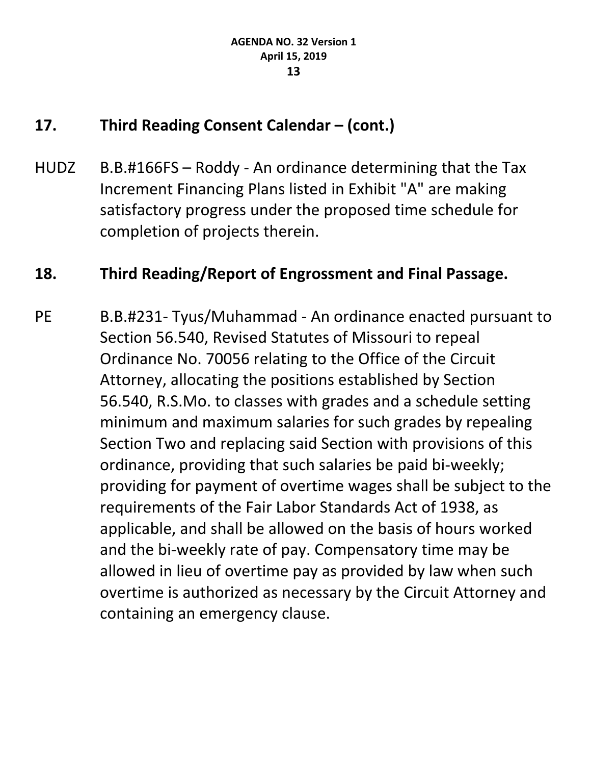## 17. Third Reading Consent Calendar – (cont.)

HUDZ B.B.#166FS – Roddy - An ordinance determining that the Tax Increment Financing Plans listed in Exhibit "A" are making satisfactory progress under the proposed time schedule for completion of projects therein.

## 18. Third Reading/Report of Engrossment and Final Passage.

PE B.B.#231- Tyus/Muhammad - An ordinance enacted pursuant to Section 56.540, Revised Statutes of Missouri to repeal Ordinance No. 70056 relating to the Office of the Circuit Attorney, allocating the positions established by Section 56.540, R.S.Mo. to classes with grades and a schedule setting minimum and maximum salaries for such grades by repealing Section Two and replacing said Section with provisions of this ordinance, providing that such salaries be paid bi-weekly; providing for payment of overtime wages shall be subject to the requirements of the Fair Labor Standards Act of 1938, as applicable, and shall be allowed on the basis of hours worked and the bi-weekly rate of pay. Compensatory time may be allowed in lieu of overtime pay as provided by law when such overtime is authorized as necessary by the Circuit Attorney and containing an emergency clause.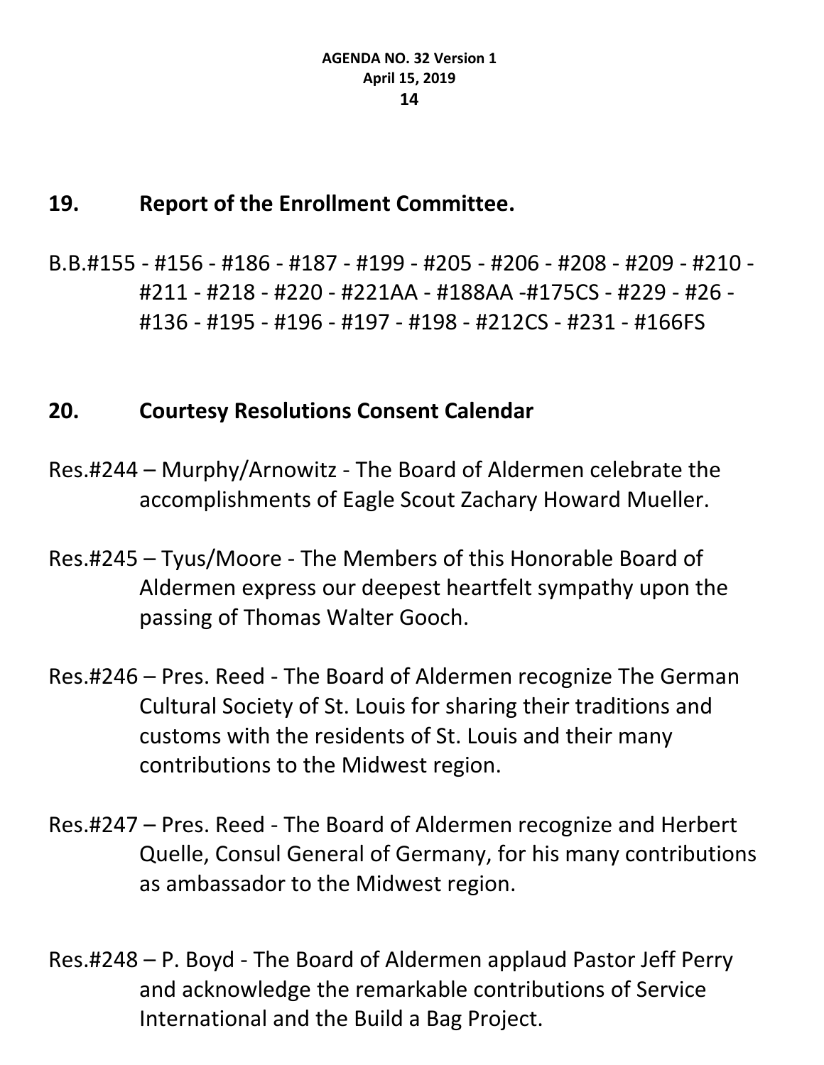## 19. Report of the Enrollment Committee.

B.B.#155 - #156 - #186 - #187 - #199 - #205 - #206 - #208 - #209 - #210 - #211 - #218 - #220 - #221AA - #188AA -#175CS - #229 - #26 - #136 - #195 - #196 - #197 - #198 - #212CS - #231 - #166FS

## 20. Courtesy Resolutions Consent Calendar

Res.#244 – Murphy/Arnowitz - The Board of Aldermen celebrate the accomplishments of Eagle Scout Zachary Howard Mueller.

Res.#245 – Tyus/Moore - The Members of this Honorable Board of Aldermen express our deepest heartfelt sympathy upon the passing of Thomas Walter Gooch.

Res.#246 – Pres. Reed - The Board of Aldermen recognize The German Cultural Society of St. Louis for sharing their traditions and customs with the residents of St. Louis and their many contributions to the Midwest region.

Res.#247 – Pres. Reed - The Board of Aldermen recognize and Herbert Quelle, Consul General of Germany, for his many contributions as ambassador to the Midwest region.

Res.#248 – P. Boyd - The Board of Aldermen applaud Pastor Jeff Perry and acknowledge the remarkable contributions of Service International and the Build a Bag Project.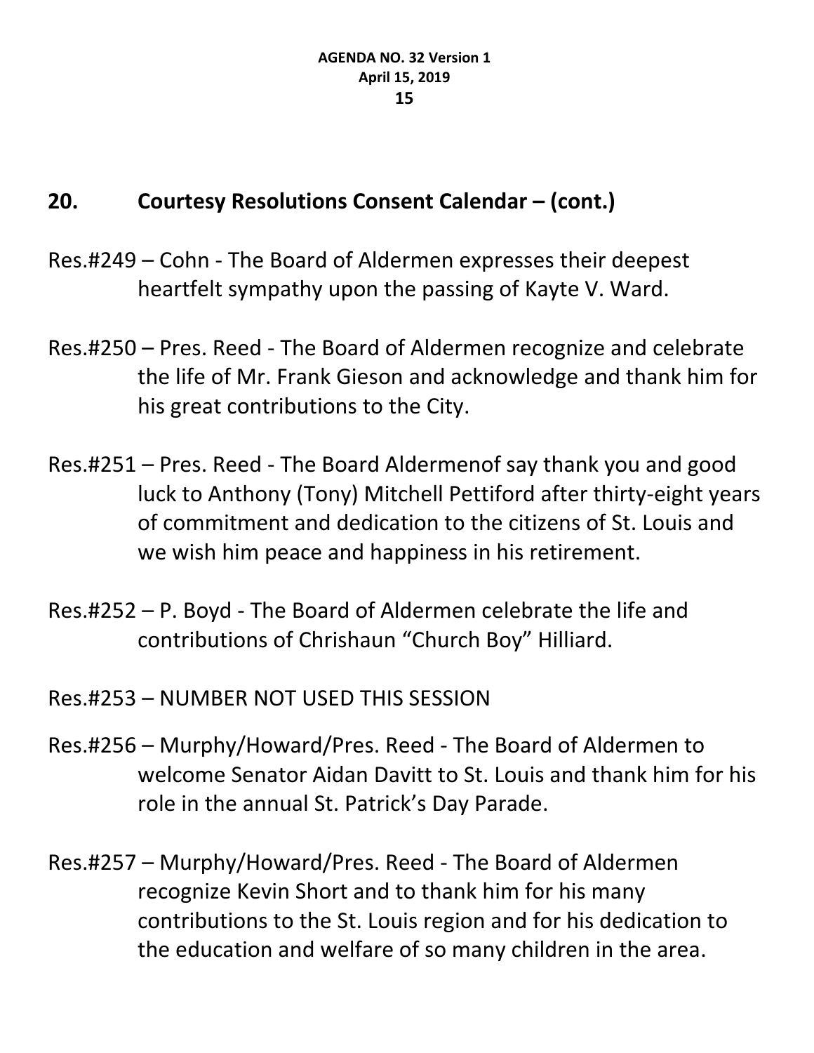## 20. Courtesy Resolutions Consent Calendar – (cont.)

Res.#249 – Cohn - The Board of Aldermen expresses their deepest heartfelt sympathy upon the passing of Kayte V. Ward.

Res.#250 – Pres. Reed - The Board of Aldermen recognize and celebrate the life of Mr. Frank Gieson and acknowledge and thank him for his great contributions to the City.

Res.#251 – Pres. Reed - The Board Aldermenof say thank you and good luck to Anthony (Tony) Mitchell Pettiford after thirty-eight years of commitment and dedication to the citizens of St. Louis and we wish him peace and happiness in his retirement.

Res.#252 – P. Boyd - The Board of Aldermen celebrate the life and contributions of Chrishaun "Church Boy" Hilliard.

Res.#253 – NUMBER NOT USED THIS SESSION

Res.#256 – Murphy/Howard/Pres. Reed - The Board of Aldermen to welcome Senator Aidan Davitt to St. Louis and thank him for his role in the annual St. Patrick's Day Parade.

Res.#257 – Murphy/Howard/Pres. Reed - The Board of Aldermen recognize Kevin Short and to thank him for his many contributions to the St. Louis region and for his dedication to the education and welfare of so many children in the area.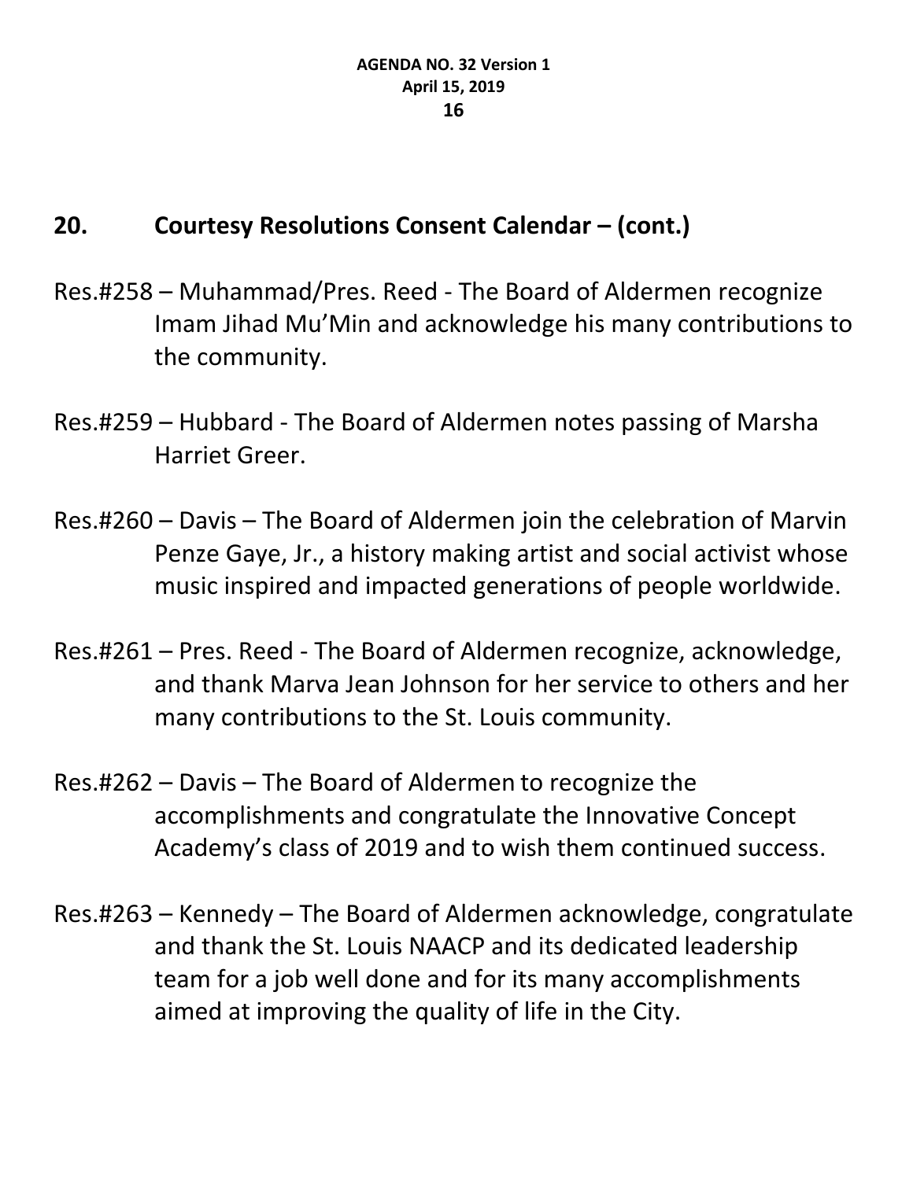## 20. Courtesy Resolutions Consent Calendar – (cont.)

Res.#258 – Muhammad/Pres. Reed - The Board of Aldermen recognize Imam Jihad Mu'Min and acknowledge his many contributions to the community.

Res.#259 – Hubbard - The Board of Aldermen notes passing of Marsha Harriet Greer.

Res.#260 – Davis – The Board of Aldermen join the celebration of Marvin Penze Gaye, Jr., a history making artist and social activist whose music inspired and impacted generations of people worldwide.

Res.#261 – Pres. Reed - The Board of Aldermen recognize, acknowledge, and thank Marva Jean Johnson for her service to others and her many contributions to the St. Louis community.

Res.#262 – Davis – The Board of Aldermen to recognize the accomplishments and congratulate the Innovative Concept Academy's class of 2019 and to wish them continued success.

Res.#263 – Kennedy – The Board of Aldermen acknowledge, congratulate and thank the St. Louis NAACP and its dedicated leadership team for a job well done and for its many accomplishments aimed at improving the quality of life in the City.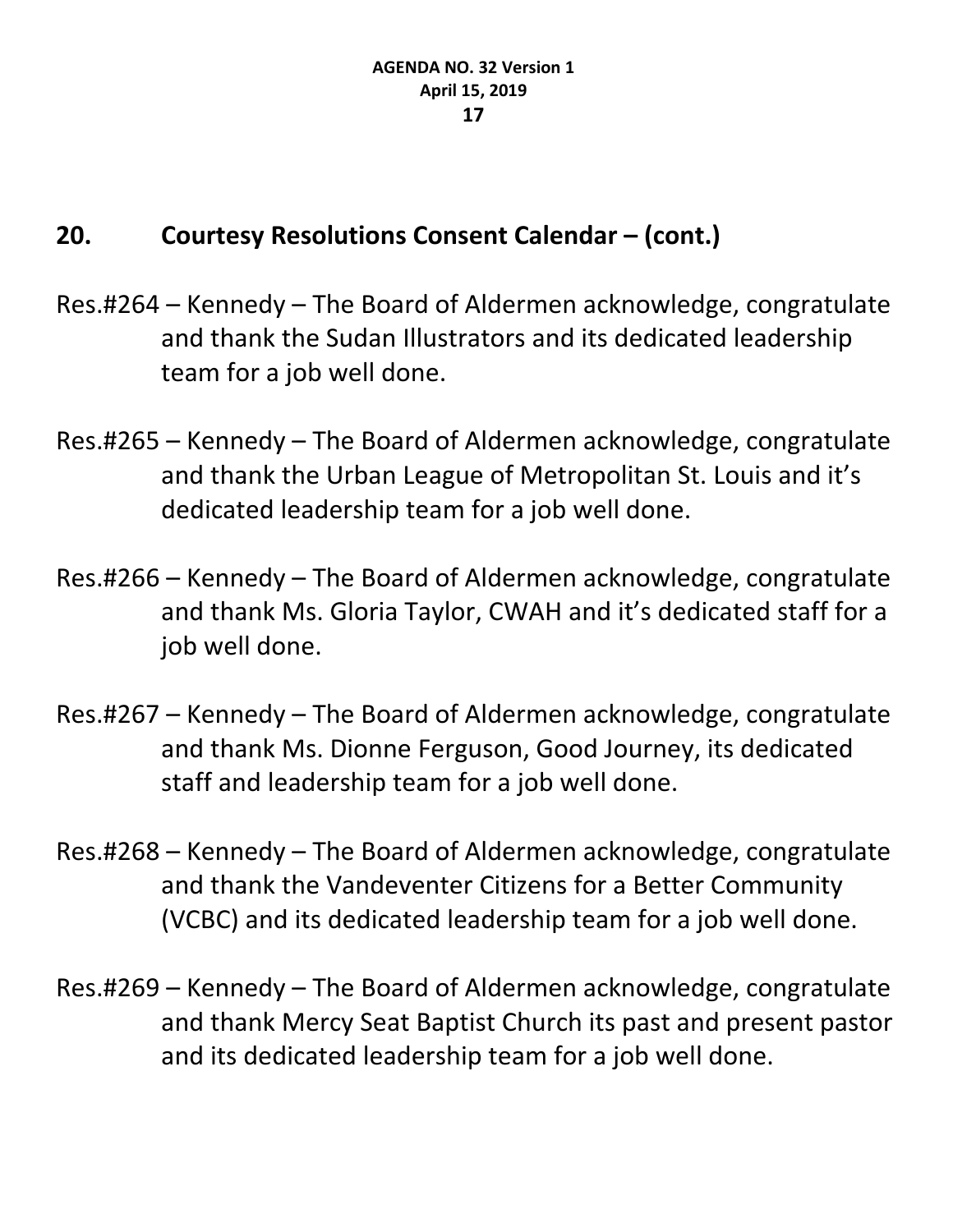## 20. Courtesy Resolutions Consent Calendar – (cont.)

Res.#264 – Kennedy – The Board of Aldermen acknowledge, congratulate and thank the Sudan Illustrators and its dedicated leadership team for a job well done.

Res.#265 – Kennedy – The Board of Aldermen acknowledge, congratulate and thank the Urban League of Metropolitan St. Louis and it's dedicated leadership team for a job well done.

Res.#266 – Kennedy – The Board of Aldermen acknowledge, congratulate and thank Ms. Gloria Taylor, CWAH and it's dedicated staff for a job well done.

Res.#267 – Kennedy – The Board of Aldermen acknowledge, congratulate and thank Ms. Dionne Ferguson, Good Journey, its dedicated staff and leadership team for a job well done.

Res.#268 – Kennedy – The Board of Aldermen acknowledge, congratulate and thank the Vandeventer Citizens for a Better Community (VCBC) and its dedicated leadership team for a job well done.

Res.#269 – Kennedy – The Board of Aldermen acknowledge, congratulate and thank Mercy Seat Baptist Church its past and present pastor and its dedicated leadership team for a job well done.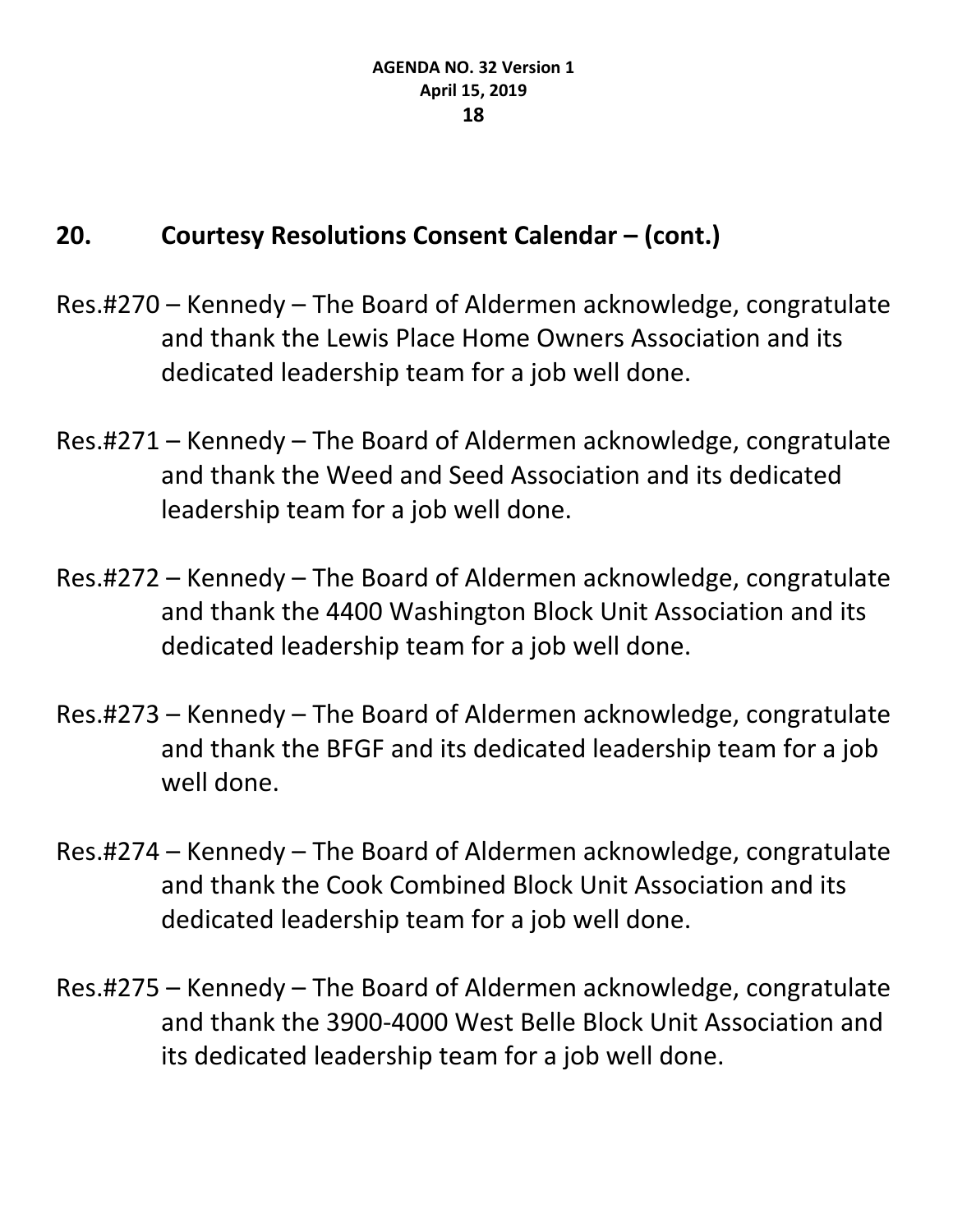## 20. Courtesy Resolutions Consent Calendar – (cont.)

Res.#270 – Kennedy – The Board of Aldermen acknowledge, congratulate and thank the Lewis Place Home Owners Association and its dedicated leadership team for a job well done.

Res.#271 – Kennedy – The Board of Aldermen acknowledge, congratulate and thank the Weed and Seed Association and its dedicated leadership team for a job well done.

Res.#272 – Kennedy – The Board of Aldermen acknowledge, congratulate and thank the 4400 Washington Block Unit Association and its dedicated leadership team for a job well done.

Res.#273 – Kennedy – The Board of Aldermen acknowledge, congratulate and thank the BFGF and its dedicated leadership team for a job well done.

Res.#274 – Kennedy – The Board of Aldermen acknowledge, congratulate and thank the Cook Combined Block Unit Association and its dedicated leadership team for a job well done.

Res.#275 – Kennedy – The Board of Aldermen acknowledge, congratulate and thank the 3900-4000 West Belle Block Unit Association and its dedicated leadership team for a job well done.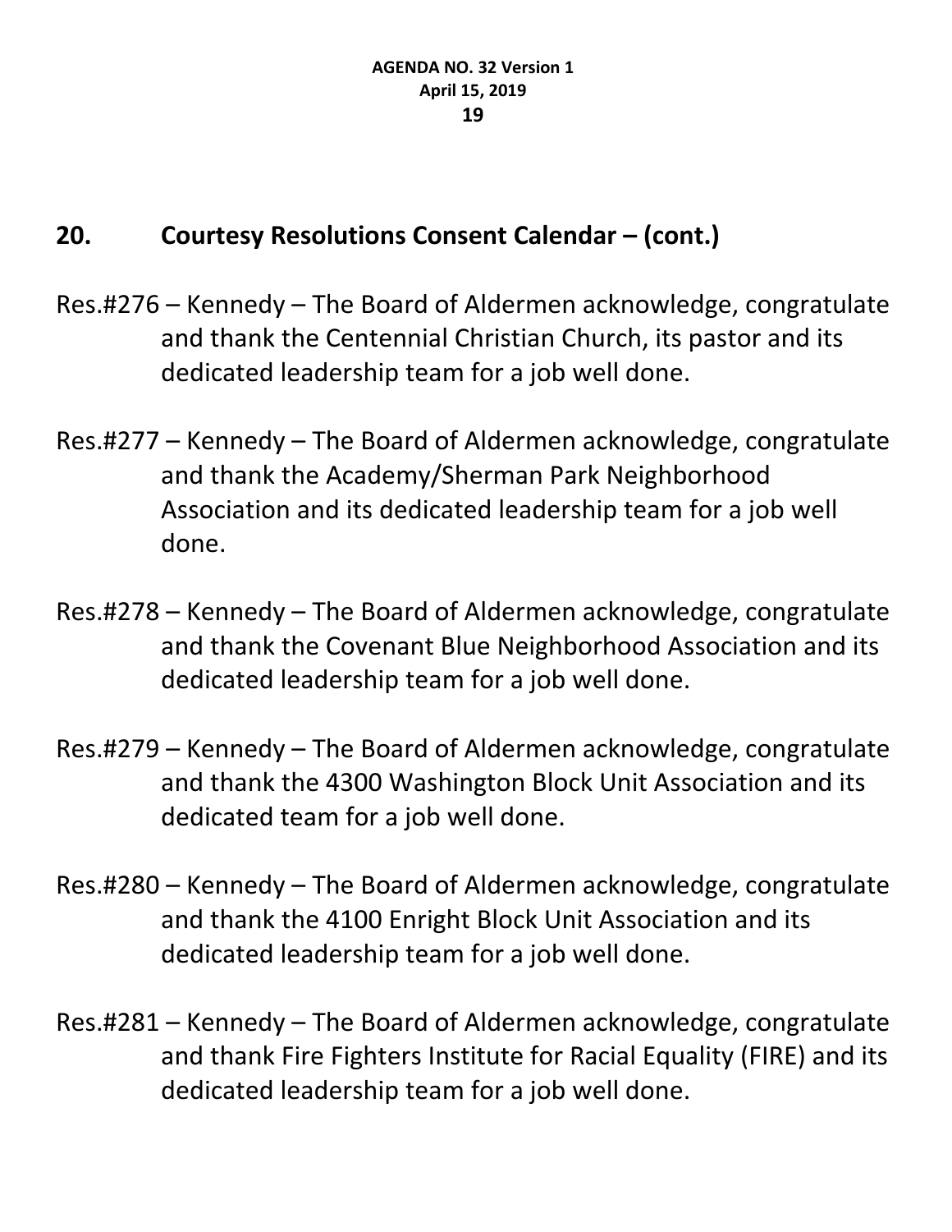## 20. Courtesy Resolutions Consent Calendar – (cont.)

Res.#276 – Kennedy – The Board of Aldermen acknowledge, congratulate and thank the Centennial Christian Church, its pastor and its dedicated leadership team for a job well done.

Res.#277 – Kennedy – The Board of Aldermen acknowledge, congratulate and thank the Academy/Sherman Park Neighborhood Association and its dedicated leadership team for a job well done.

Res.#278 – Kennedy – The Board of Aldermen acknowledge, congratulate and thank the Covenant Blue Neighborhood Association and its dedicated leadership team for a job well done.

Res.#279 – Kennedy – The Board of Aldermen acknowledge, congratulate and thank the 4300 Washington Block Unit Association and its dedicated team for a job well done.

Res.#280 – Kennedy – The Board of Aldermen acknowledge, congratulate and thank the 4100 Enright Block Unit Association and its dedicated leadership team for a job well done.

Res.#281 – Kennedy – The Board of Aldermen acknowledge, congratulate and thank Fire Fighters Institute for Racial Equality (FIRE) and its dedicated leadership team for a job well done.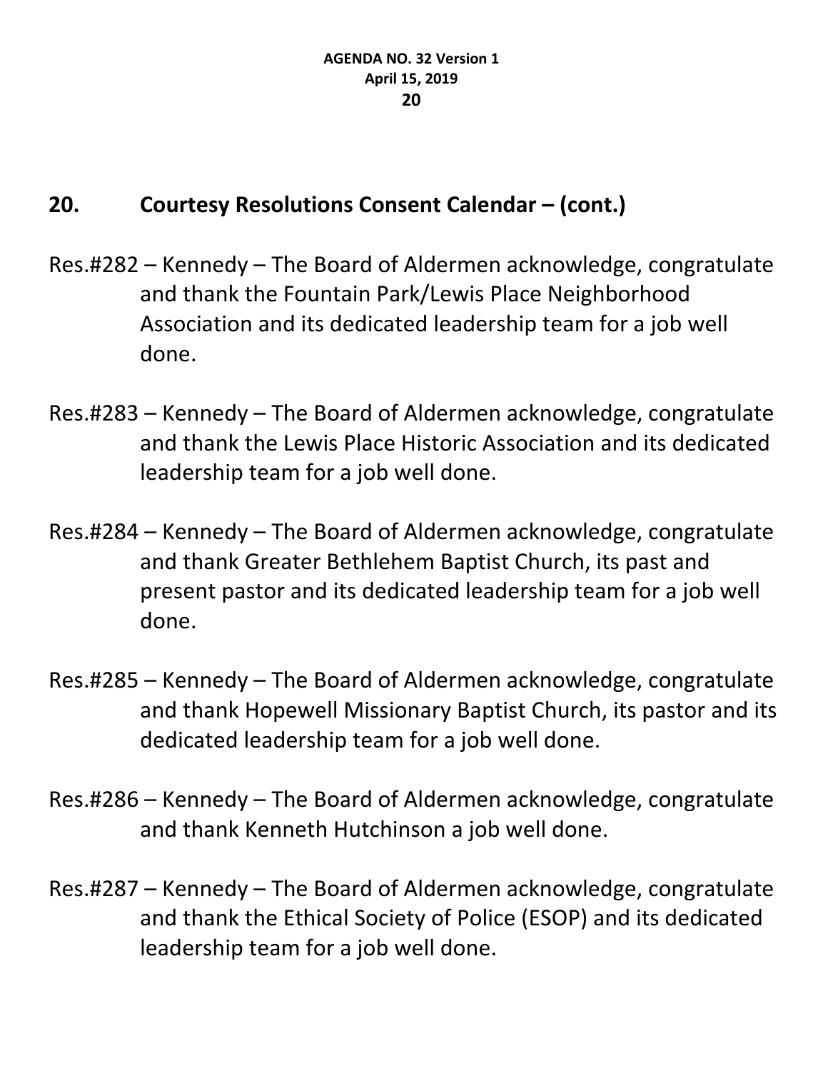## 20. Courtesy Resolutions Consent Calendar – (cont.)

Res.#282 – Kennedy – The Board of Aldermen acknowledge, congratulate and thank the Fountain Park/Lewis Place Neighborhood Association and its dedicated leadership team for a job well done.

Res.#283 – Kennedy – The Board of Aldermen acknowledge, congratulate and thank the Lewis Place Historic Association and its dedicated leadership team for a job well done.

Res.#284 – Kennedy – The Board of Aldermen acknowledge, congratulate and thank Greater Bethlehem Baptist Church, its past and present pastor and its dedicated leadership team for a job well done.

Res.#285 – Kennedy – The Board of Aldermen acknowledge, congratulate and thank Hopewell Missionary Baptist Church, its pastor and its dedicated leadership team for a job well done.

Res.#286 – Kennedy – The Board of Aldermen acknowledge, congratulate and thank Kenneth Hutchinson a job well done.

Res.#287 – Kennedy – The Board of Aldermen acknowledge, congratulate and thank the Ethical Society of Police (ESOP) and its dedicated leadership team for a job well done.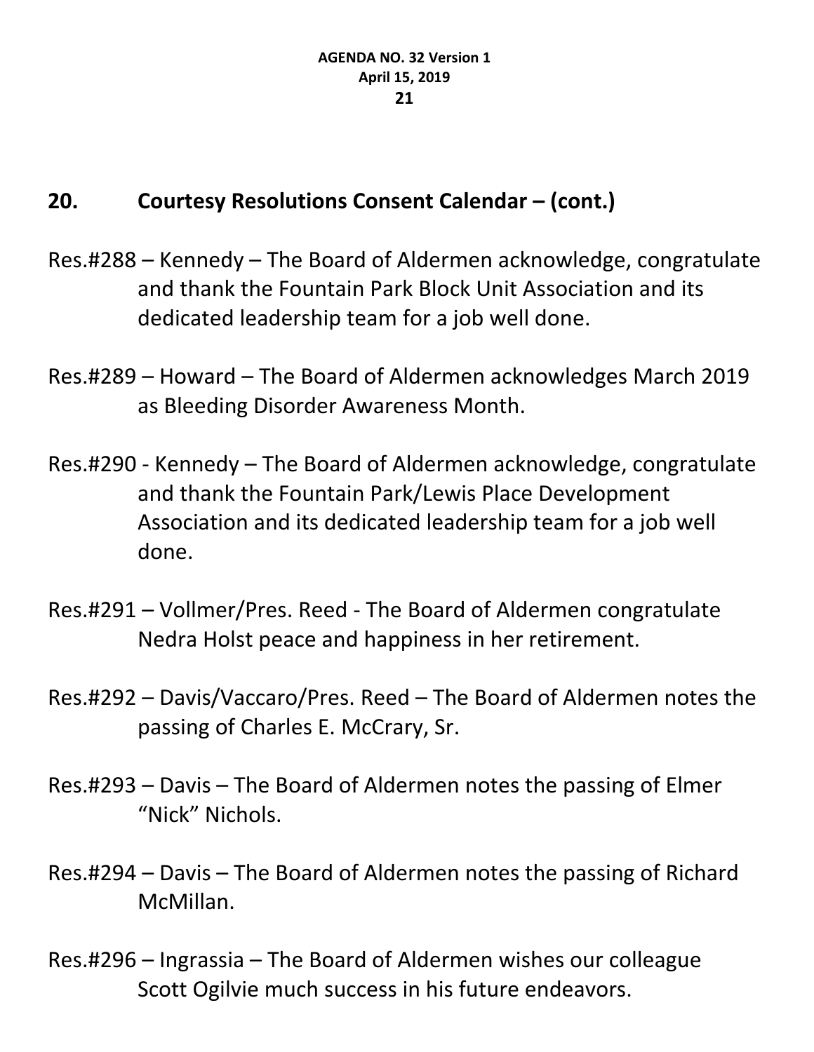## 20. Courtesy Resolutions Consent Calendar – (cont.)

Res.#288 – Kennedy – The Board of Aldermen acknowledge, congratulate and thank the Fountain Park Block Unit Association and its dedicated leadership team for a job well done.

Res.#289 – Howard – The Board of Aldermen acknowledges March 2019 as Bleeding Disorder Awareness Month.

Res.#290 - Kennedy – The Board of Aldermen acknowledge, congratulate and thank the Fountain Park/Lewis Place Development Association and its dedicated leadership team for a job well done.

Res.#291 – Vollmer/Pres. Reed - The Board of Aldermen congratulate Nedra Holst peace and happiness in her retirement.

Res.#292 – Davis/Vaccaro/Pres. Reed – The Board of Aldermen notes the passing of Charles E. McCrary, Sr.

Res.#293 – Davis – The Board of Aldermen notes the passing of Elmer "Nick" Nichols.

Res.#294 – Davis – The Board of Aldermen notes the passing of Richard McMillan.

Res.#296 – Ingrassia – The Board of Aldermen wishes our colleague Scott Ogilvie much success in his future endeavors.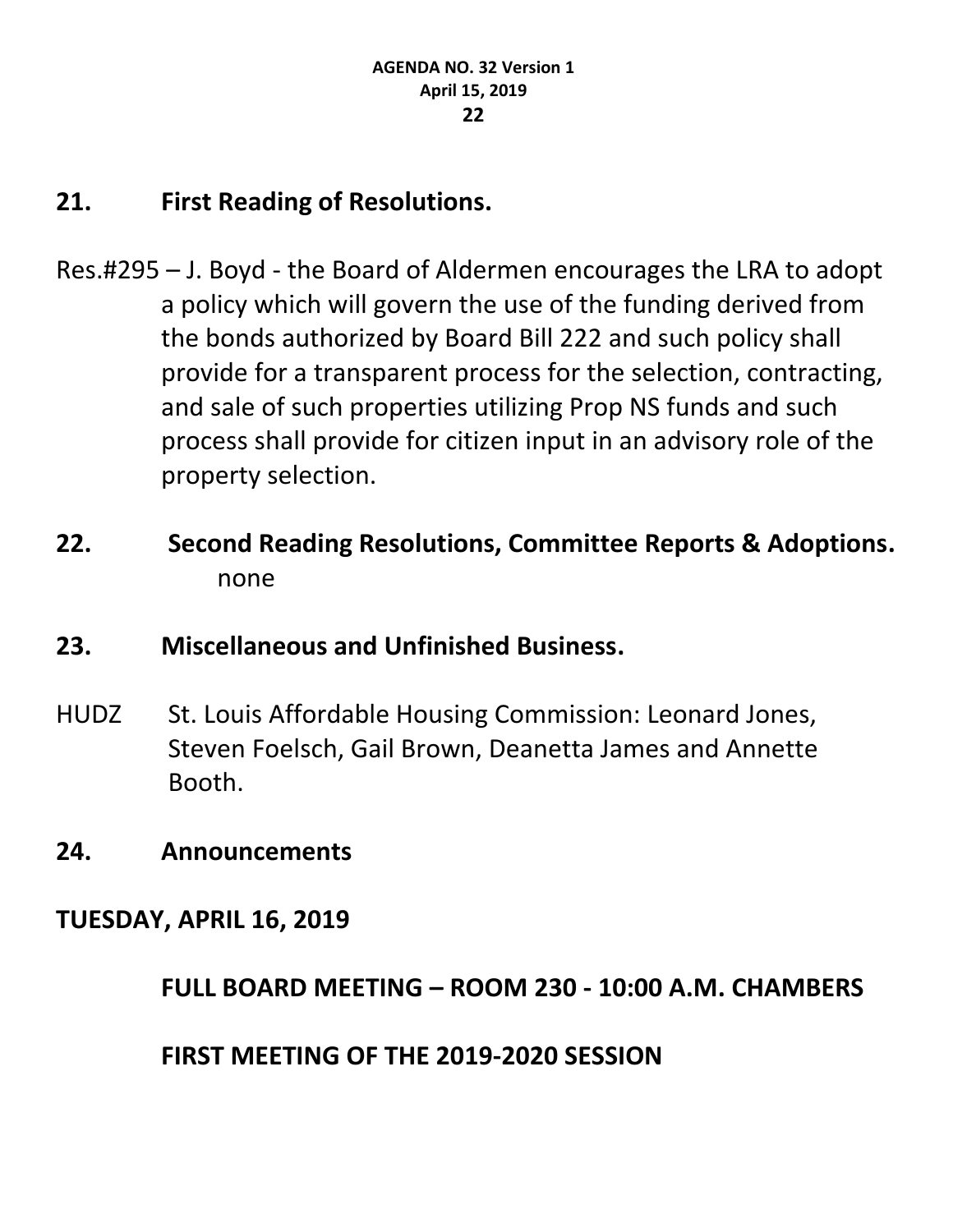## 21. First Reading of Resolutions.

Res.#295 – J. Boyd - the Board of Aldermen encourages the LRA to adopt a policy which will govern the use of the funding derived from the bonds authorized by Board Bill 222 and such policy shall provide for a transparent process for the selection, contracting, and sale of such properties utilizing Prop NS funds and such process shall provide for citizen input in an advisory role of the property selection.

## 22. Second Reading Resolutions, Committee Reports & Adoptions.

none

## 23. Miscellaneous and Unfinished Business.

HUDZ St. Louis Affordable Housing Commission: Leonard Jones, Steven Foelsch, Gail Brown, Deanetta James and Annette Booth.

## 24. Announcements

**TUESDAY, APRIL 16, 2019**

**FULL BOARD MEETING – ROOM 230 - 10:00 A.M. CHAMBERS**

**FIRST MEETING OF THE 2019-2020 SESSION**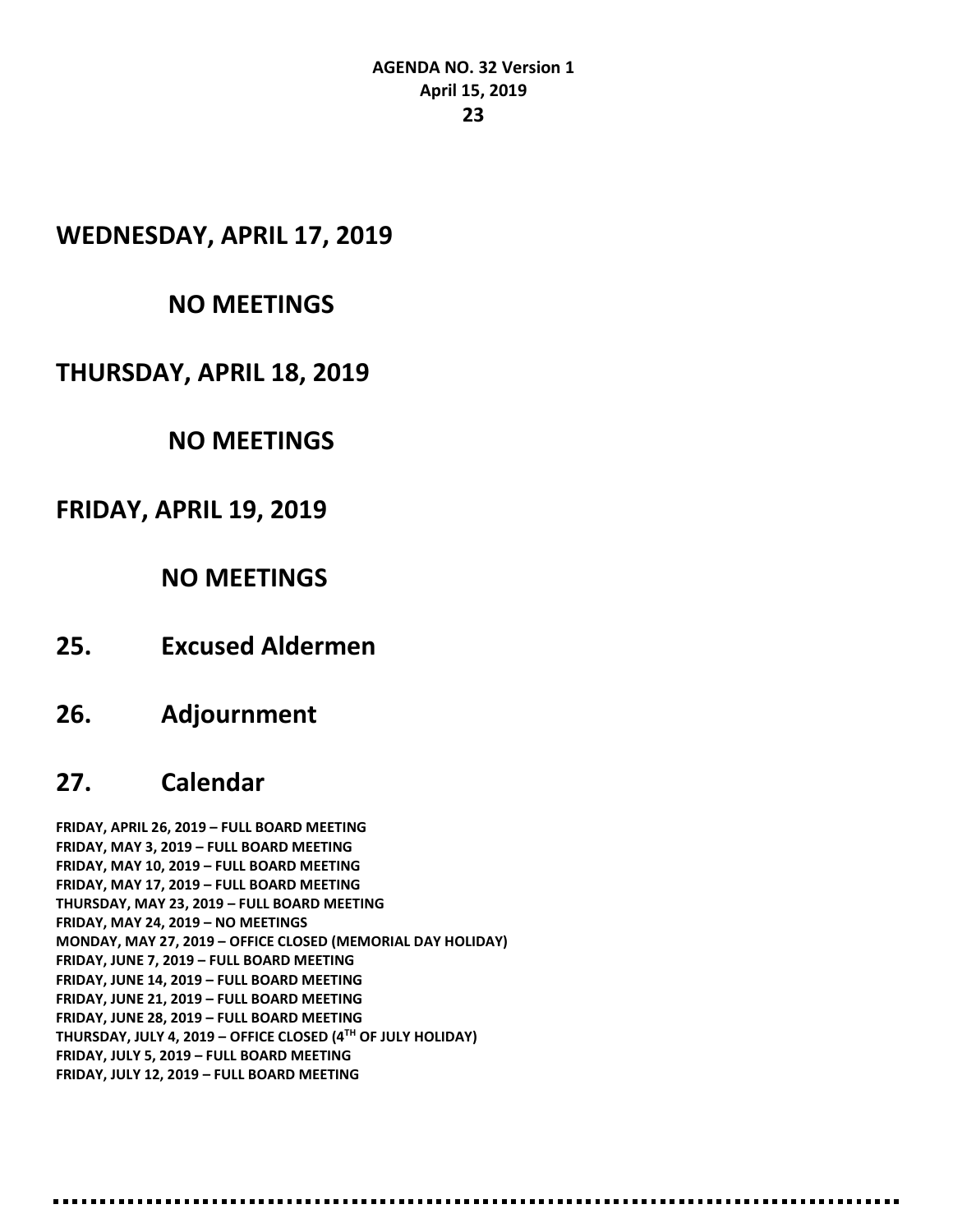## WEDNESDAY, APRIL 17, 2019

### NO MEETINGS

## THURSDAY, APRIL 18, 2019

### NO MEETINGS

## FRIDAY, APRIL 19, 2019

### NO MEETINGS

## 25. Excused Aldermen

## 26. Adjournment

## 27. Calendar

**FRIDAY, APRIL 26, 2019 – FULL BOARD MEETING**
**FRIDAY, MAY 3, 2019 – FULL BOARD MEETING**
**FRIDAY, MAY 10, 2019 – FULL BOARD MEETING**
**FRIDAY, MAY 17, 2019 – FULL BOARD MEETING**
**THURSDAY, MAY 23, 2019 – FULL BOARD MEETING**
**FRIDAY, MAY 24, 2019 – NO MEETINGS**
**MONDAY, MAY 27, 2019 – OFFICE CLOSED (MEMORIAL DAY HOLIDAY)**
**FRIDAY, JUNE 7, 2019 – FULL BOARD MEETING**
**FRIDAY, JUNE 14, 2019 – FULL BOARD MEETING**
**FRIDAY, JUNE 21, 2019 – FULL BOARD MEETING**
**FRIDAY, JUNE 28, 2019 – FULL BOARD MEETING**
**THURSDAY, JULY 4, 2019 – OFFICE CLOSED (4TH OF JULY HOLIDAY)**
**FRIDAY, JULY 5, 2019 – FULL BOARD MEETING**
**FRIDAY, JULY 12, 2019 – FULL BOARD MEETING**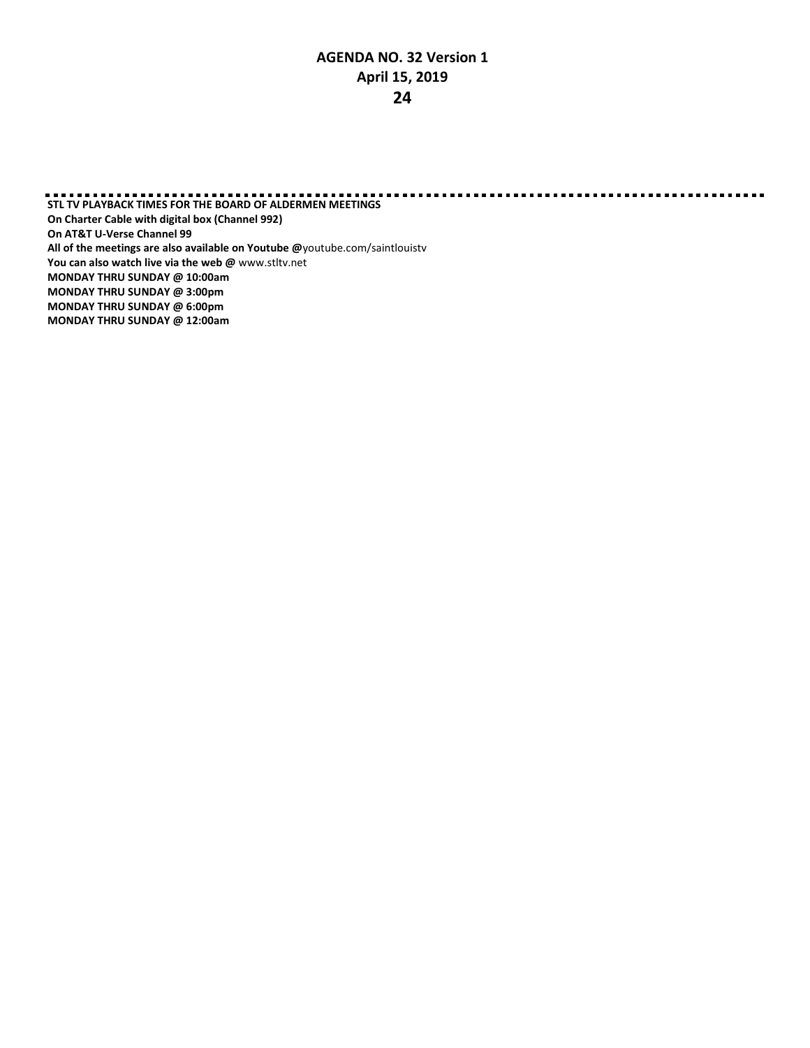**STL TV PLAYBACK TIMES FOR THE BOARD OF ALDERMEN MEETINGS**
**On Charter Cable with digital box (Channel 992)**
**On AT&T U-Verse Channel 99**
**All of the meetings are also available on Youtube @**youtube.com/saintlouistv
**You can also watch live via the web @** www.stltv.net
**MONDAY THRU SUNDAY @ 10:00am**
**MONDAY THRU SUNDAY @ 3:00pm**
**MONDAY THRU SUNDAY @ 6:00pm**
**MONDAY THRU SUNDAY @ 12:00am**